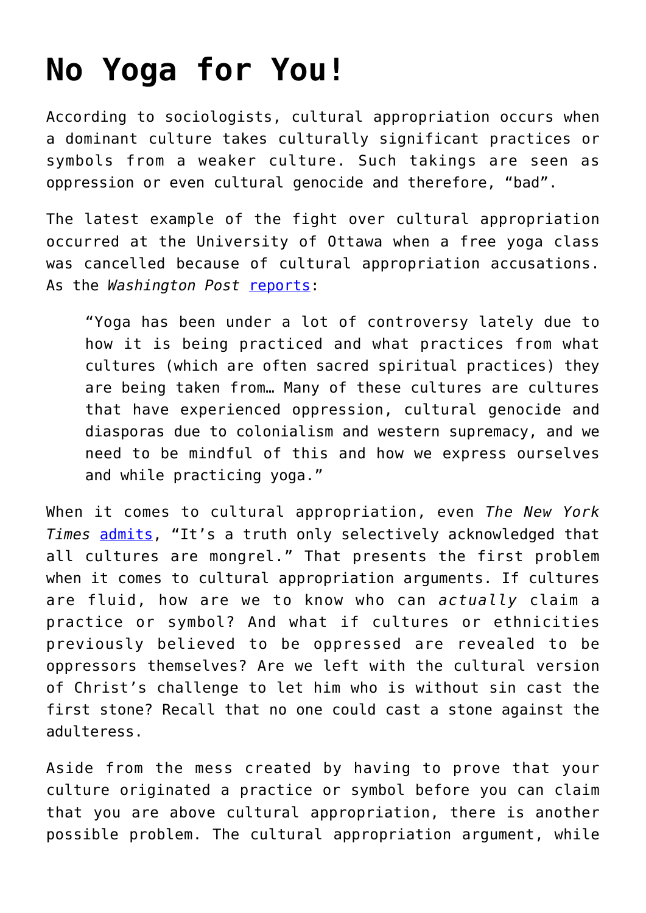# No Yoga for You!

According to sociologists, cultural appropriation occurs when a dominant culture takes culturally significant practices or symbols from a weaker culture. Such takings are seen as oppression or even cultural genocide and therefore, "bad".

The latest example of the fight over cultural appropriation occurred at the University of Ottawa when a free yoga class was cancelled because of cultural appropriation accusations. As the *Washington Post* [reports](#):

> "Yoga has been under a lot of controversy lately due to how it is being practiced and what practices from what cultures (which are often sacred spiritual practices) they are being taken from… Many of these cultures are cultures that have experienced oppression, cultural genocide and diasporas due to colonialism and western supremacy, and we need to be mindful of this and how we express ourselves and while practicing yoga."

When it comes to cultural appropriation, even *The New York Times* [admits](#), "It's a truth only selectively acknowledged that all cultures are mongrel." That presents the first problem when it comes to cultural appropriation arguments. If cultures are fluid, how are we to know who can *actually* claim a practice or symbol? And what if cultures or ethnicities previously believed to be oppressed are revealed to be oppressors themselves? Are we left with the cultural version of Christ's challenge to let him who is without sin cast the first stone? Recall that no one could cast a stone against the adulteress.

Aside from the mess created by having to prove that your culture originated a practice or symbol before you can claim that you are above cultural appropriation, there is another possible problem. The cultural appropriation argument, while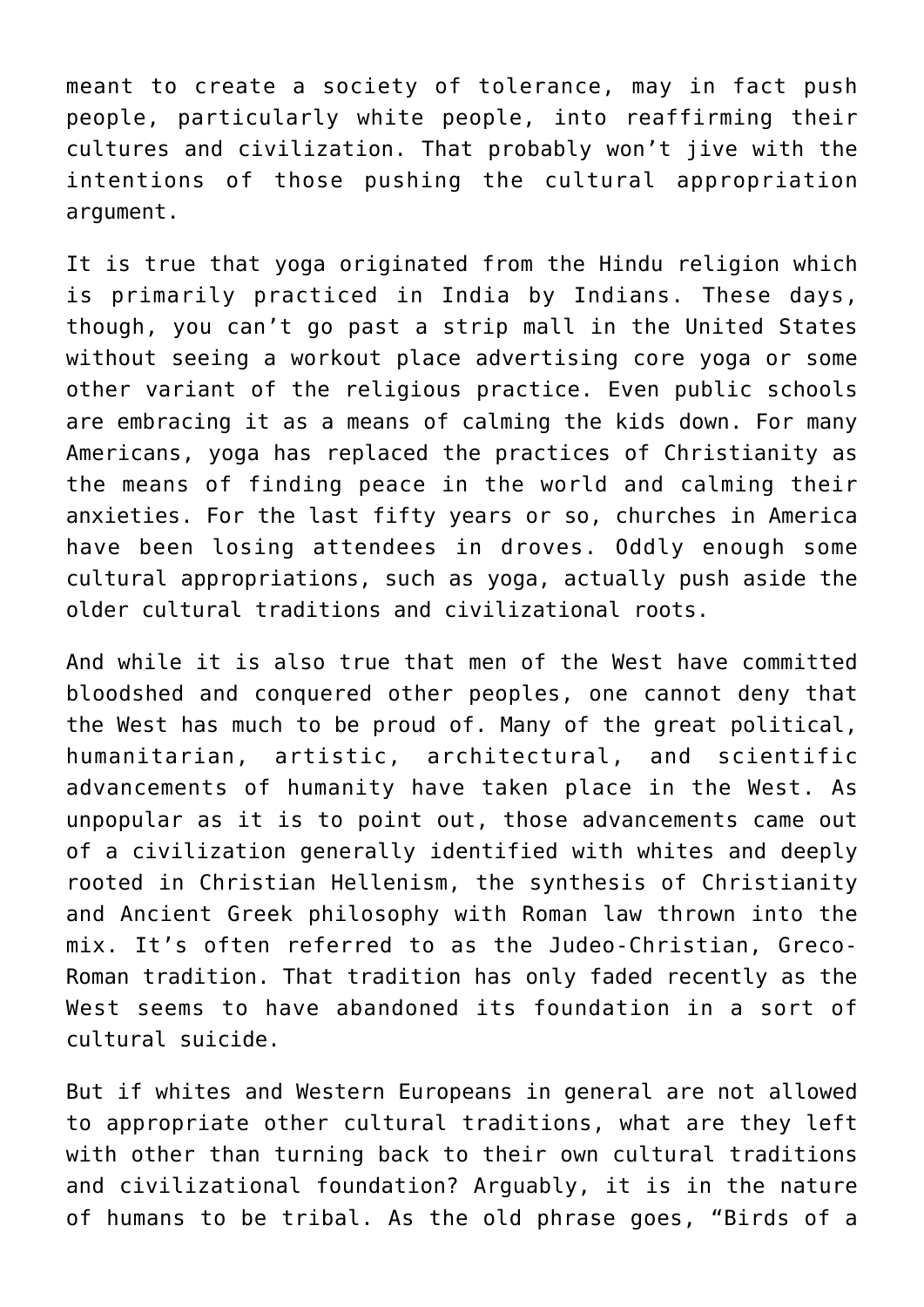meant to create a society of tolerance, may in fact push people, particularly white people, into reaffirming their cultures and civilization. That probably won't jive with the intentions of those pushing the cultural appropriation argument.

It is true that yoga originated from the Hindu religion which is primarily practiced in India by Indians. These days, though, you can't go past a strip mall in the United States without seeing a workout place advertising core yoga or some other variant of the religious practice. Even public schools are embracing it as a means of calming the kids down. For many Americans, yoga has replaced the practices of Christianity as the means of finding peace in the world and calming their anxieties. For the last fifty years or so, churches in America have been losing attendees in droves. Oddly enough some cultural appropriations, such as yoga, actually push aside the older cultural traditions and civilizational roots.

And while it is also true that men of the West have committed bloodshed and conquered other peoples, one cannot deny that the West has much to be proud of. Many of the great political, humanitarian, artistic, architectural, and scientific advancements of humanity have taken place in the West. As unpopular as it is to point out, those advancements came out of a civilization generally identified with whites and deeply rooted in Christian Hellenism, the synthesis of Christianity and Ancient Greek philosophy with Roman law thrown into the mix. It's often referred to as the Judeo-Christian, Greco-Roman tradition. That tradition has only faded recently as the West seems to have abandoned its foundation in a sort of cultural suicide.

But if whites and Western Europeans in general are not allowed to appropriate other cultural traditions, what are they left with other than turning back to their own cultural traditions and civilizational foundation? Arguably, it is in the nature of humans to be tribal. As the old phrase goes, "Birds of a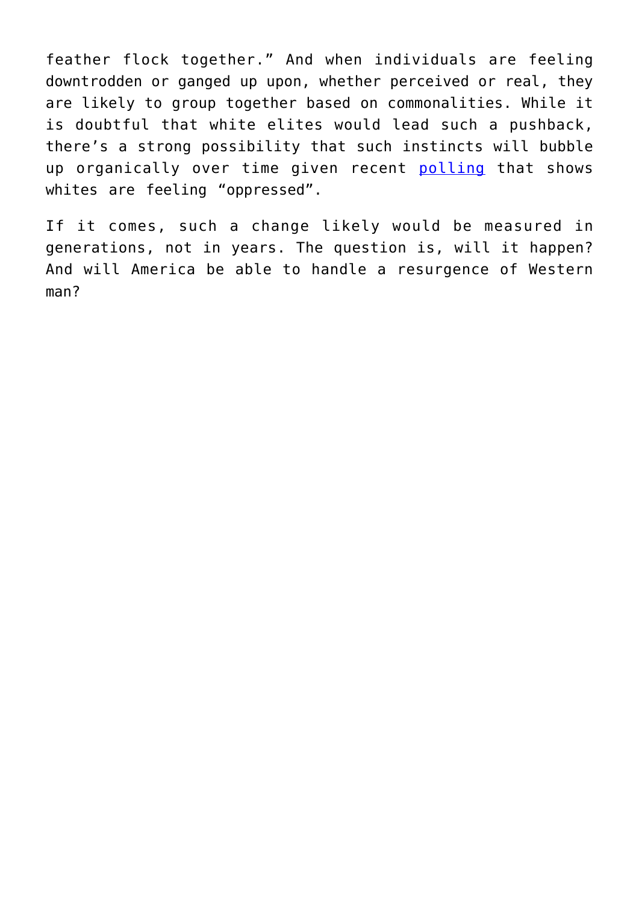feather flock together." And when individuals are feeling downtrodden or ganged up upon, whether perceived or real, they are likely to group together based on commonalities. While it is doubtful that white elites would lead such a pushback, there's a strong possibility that such instincts will bubble up organically over time given recent polling that shows whites are feeling "oppressed".

If it comes, such a change likely would be measured in generations, not in years. The question is, will it happen? And will America be able to handle a resurgence of Western man?